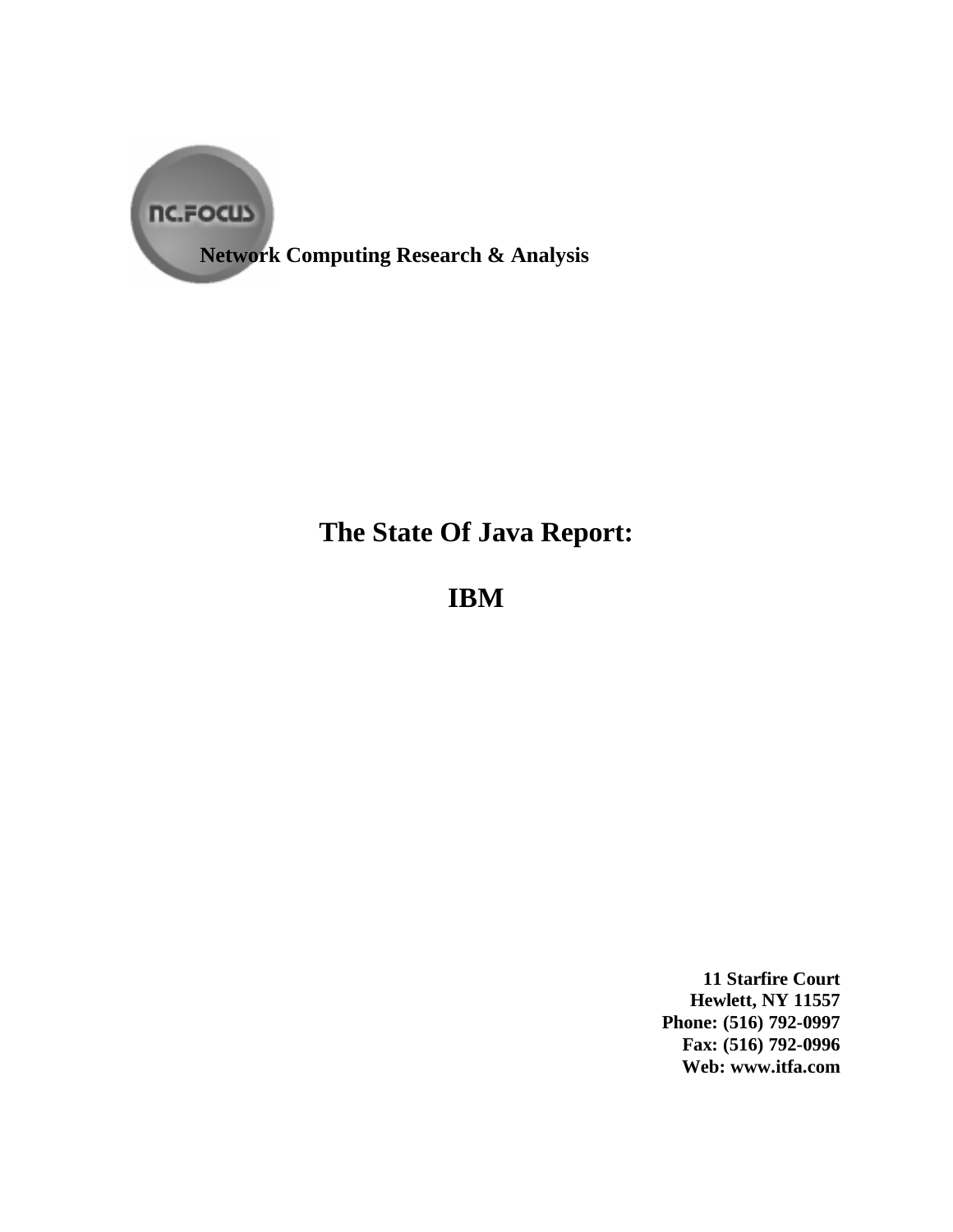NC.FOCUS

**Network Computing Research & Analysis**

# The State Of Java Report:

# IBM

**11 Starfire Court**
**Hewlett, NY 11557**
**Phone: (516) 792-0997**
**Fax: (516) 792-0996**
**Web: www.itfa.com**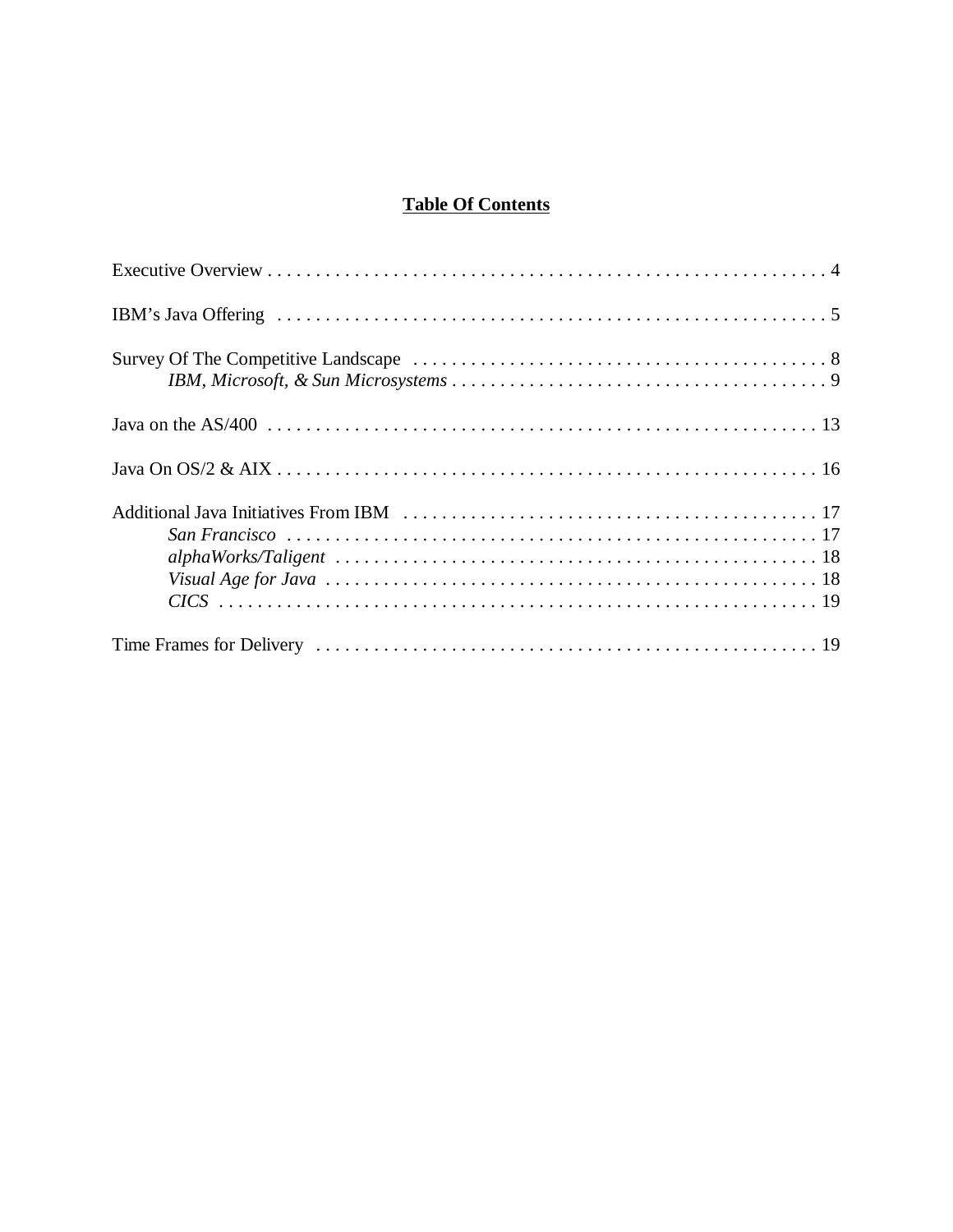# **Table Of Contents**

Executive Overview . . . . . . . . . . . . . . . . . . . . . . . . . . . . . . . . . . . . . . . . . . . . . . . . . . . . . . . . . . . 4

IBM's Java Offering . . . . . . . . . . . . . . . . . . . . . . . . . . . . . . . . . . . . . . . . . . . . . . . . . . . . . . . . . . 5

Survey Of The Competitive Landscape . . . . . . . . . . . . . . . . . . . . . . . . . . . . . . . . . . . . . . . . . . . . 8
  *IBM, Microsoft, & Sun Microsystems* . . . . . . . . . . . . . . . . . . . . . . . . . . . . . . . . . . . . . . . 9

Java on the AS/400 . . . . . . . . . . . . . . . . . . . . . . . . . . . . . . . . . . . . . . . . . . . . . . . . . . . . . . . . . 13

Java On OS/2 & AIX . . . . . . . . . . . . . . . . . . . . . . . . . . . . . . . . . . . . . . . . . . . . . . . . . . . . . . . . . 16

Additional Java Initiatives From IBM . . . . . . . . . . . . . . . . . . . . . . . . . . . . . . . . . . . . . . . . . . . . 17
  *San Francisco* . . . . . . . . . . . . . . . . . . . . . . . . . . . . . . . . . . . . . . . . . . . . . . . . . . . . . . . . 17
  *alphaWorks/Taligent* . . . . . . . . . . . . . . . . . . . . . . . . . . . . . . . . . . . . . . . . . . . . . . . . . . 18
  *Visual Age for Java* . . . . . . . . . . . . . . . . . . . . . . . . . . . . . . . . . . . . . . . . . . . . . . . . . . . 18
  *CICS* . . . . . . . . . . . . . . . . . . . . . . . . . . . . . . . . . . . . . . . . . . . . . . . . . . . . . . . . . . . . . 19

Time Frames for Delivery . . . . . . . . . . . . . . . . . . . . . . . . . . . . . . . . . . . . . . . . . . . . . . . . . . . . 19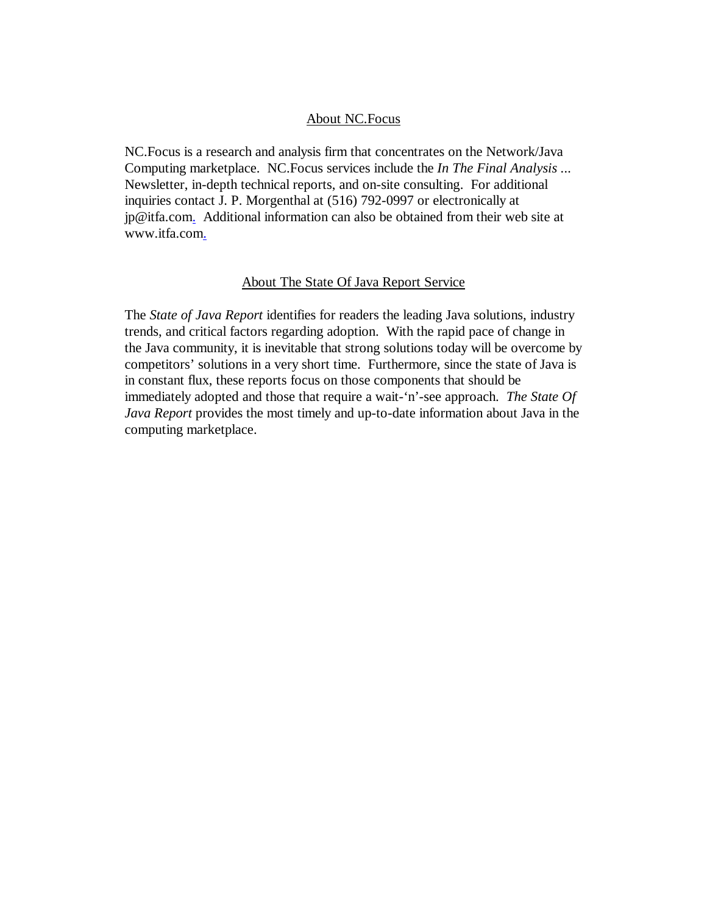## About NC.Focus

NC.Focus is a research and analysis firm that concentrates on the Network/Java Computing marketplace. NC.Focus services include the *In The Final Analysis ...* Newsletter, in-depth technical reports, and on-site consulting. For additional inquiries contact J. P. Morgenthal at (516) 792-0997 or electronically at jp@itfa.com. Additional information can also be obtained from their web site at www.itfa.com.

## About The State Of Java Report Service

The *State of Java Report* identifies for readers the leading Java solutions, industry trends, and critical factors regarding adoption. With the rapid pace of change in the Java community, it is inevitable that strong solutions today will be overcome by competitors' solutions in a very short time. Furthermore, since the state of Java is in constant flux, these reports focus on those components that should be immediately adopted and those that require a wait-'n'-see approach. *The State Of Java Report* provides the most timely and up-to-date information about Java in the computing marketplace.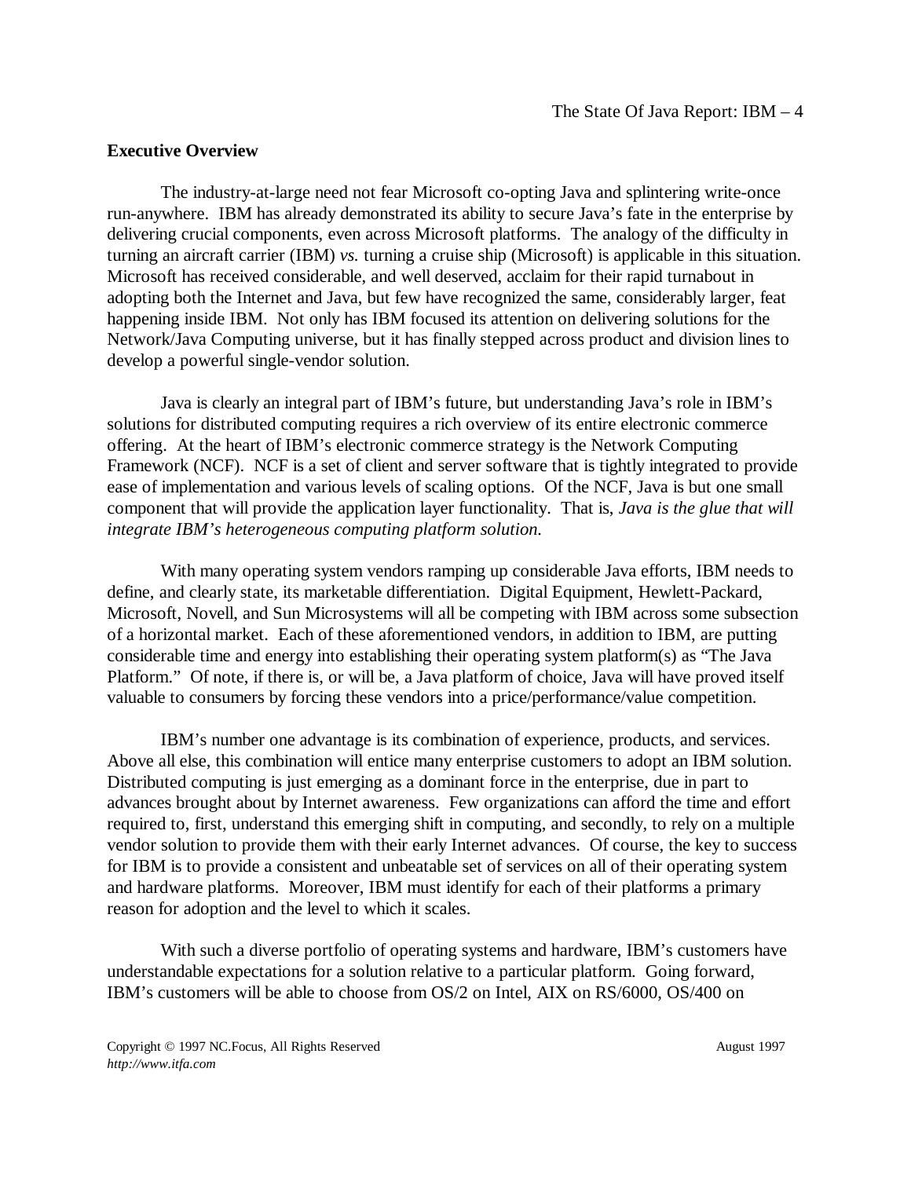## Executive Overview

The industry-at-large need not fear Microsoft co-opting Java and splintering write-once run-anywhere. IBM has already demonstrated its ability to secure Java's fate in the enterprise by delivering crucial components, even across Microsoft platforms. The analogy of the difficulty in turning an aircraft carrier (IBM) *vs.* turning a cruise ship (Microsoft) is applicable in this situation. Microsoft has received considerable, and well deserved, acclaim for their rapid turnabout in adopting both the Internet and Java, but few have recognized the same, considerably larger, feat happening inside IBM. Not only has IBM focused its attention on delivering solutions for the Network/Java Computing universe, but it has finally stepped across product and division lines to develop a powerful single-vendor solution.

Java is clearly an integral part of IBM's future, but understanding Java's role in IBM's solutions for distributed computing requires a rich overview of its entire electronic commerce offering. At the heart of IBM's electronic commerce strategy is the Network Computing Framework (NCF). NCF is a set of client and server software that is tightly integrated to provide ease of implementation and various levels of scaling options. Of the NCF, Java is but one small component that will provide the application layer functionality. That is, *Java is the glue that will integrate IBM's heterogeneous computing platform solution.*

With many operating system vendors ramping up considerable Java efforts, IBM needs to define, and clearly state, its marketable differentiation. Digital Equipment, Hewlett-Packard, Microsoft, Novell, and Sun Microsystems will all be competing with IBM across some subsection of a horizontal market. Each of these aforementioned vendors, in addition to IBM, are putting considerable time and energy into establishing their operating system platform(s) as "The Java Platform." Of note, if there is, or will be, a Java platform of choice, Java will have proved itself valuable to consumers by forcing these vendors into a price/performance/value competition.

IBM's number one advantage is its combination of experience, products, and services. Above all else, this combination will entice many enterprise customers to adopt an IBM solution. Distributed computing is just emerging as a dominant force in the enterprise, due in part to advances brought about by Internet awareness. Few organizations can afford the time and effort required to, first, understand this emerging shift in computing, and secondly, to rely on a multiple vendor solution to provide them with their early Internet advances. Of course, the key to success for IBM is to provide a consistent and unbeatable set of services on all of their operating system and hardware platforms. Moreover, IBM must identify for each of their platforms a primary reason for adoption and the level to which it scales.

With such a diverse portfolio of operating systems and hardware, IBM's customers have understandable expectations for a solution relative to a particular platform. Going forward, IBM's customers will be able to choose from OS/2 on Intel, AIX on RS/6000, OS/400 on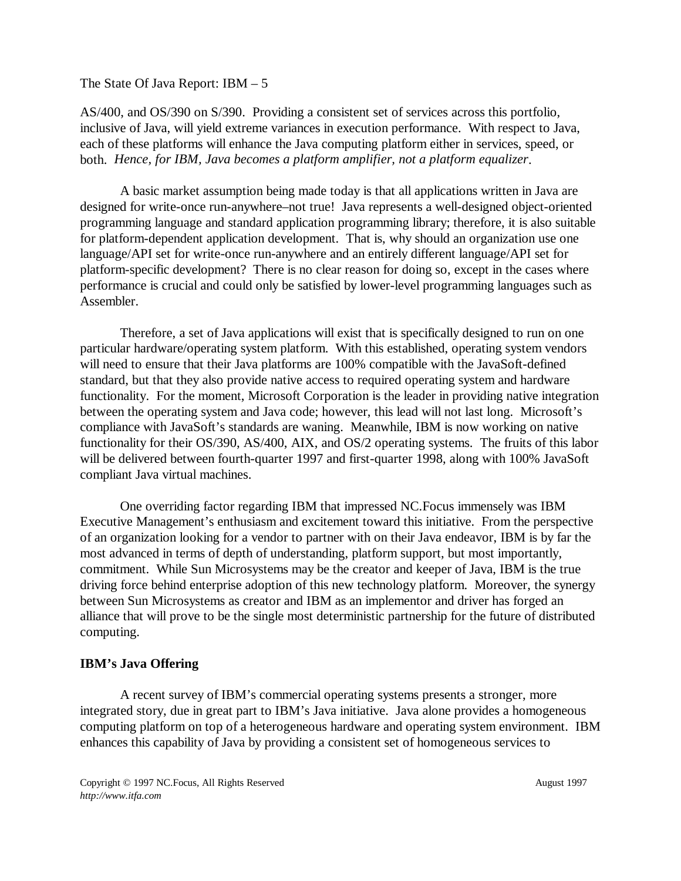AS/400, and OS/390 on S/390. Providing a consistent set of services across this portfolio, inclusive of Java, will yield extreme variances in execution performance. With respect to Java, each of these platforms will enhance the Java computing platform either in services, speed, or both. *Hence, for IBM, Java becomes a platform amplifier, not a platform equalizer*.

A basic market assumption being made today is that all applications written in Java are designed for write-once run-anywhere–not true! Java represents a well-designed object-oriented programming language and standard application programming library; therefore, it is also suitable for platform-dependent application development. That is, why should an organization use one language/API set for write-once run-anywhere and an entirely different language/API set for platform-specific development? There is no clear reason for doing so, except in the cases where performance is crucial and could only be satisfied by lower-level programming languages such as Assembler.

Therefore, a set of Java applications will exist that is specifically designed to run on one particular hardware/operating system platform. With this established, operating system vendors will need to ensure that their Java platforms are 100% compatible with the JavaSoft-defined standard, but that they also provide native access to required operating system and hardware functionality. For the moment, Microsoft Corporation is the leader in providing native integration between the operating system and Java code; however, this lead will not last long. Microsoft's compliance with JavaSoft's standards are waning. Meanwhile, IBM is now working on native functionality for their OS/390, AS/400, AIX, and OS/2 operating systems. The fruits of this labor will be delivered between fourth-quarter 1997 and first-quarter 1998, along with 100% JavaSoft compliant Java virtual machines.

One overriding factor regarding IBM that impressed NC.Focus immensely was IBM Executive Management's enthusiasm and excitement toward this initiative. From the perspective of an organization looking for a vendor to partner with on their Java endeavor, IBM is by far the most advanced in terms of depth of understanding, platform support, but most importantly, commitment. While Sun Microsystems may be the creator and keeper of Java, IBM is the true driving force behind enterprise adoption of this new technology platform. Moreover, the synergy between Sun Microsystems as creator and IBM as an implementor and driver has forged an alliance that will prove to be the single most deterministic partnership for the future of distributed computing.

## IBM's Java Offering

A recent survey of IBM's commercial operating systems presents a stronger, more integrated story, due in great part to IBM's Java initiative. Java alone provides a homogeneous computing platform on top of a heterogeneous hardware and operating system environment. IBM enhances this capability of Java by providing a consistent set of homogeneous services to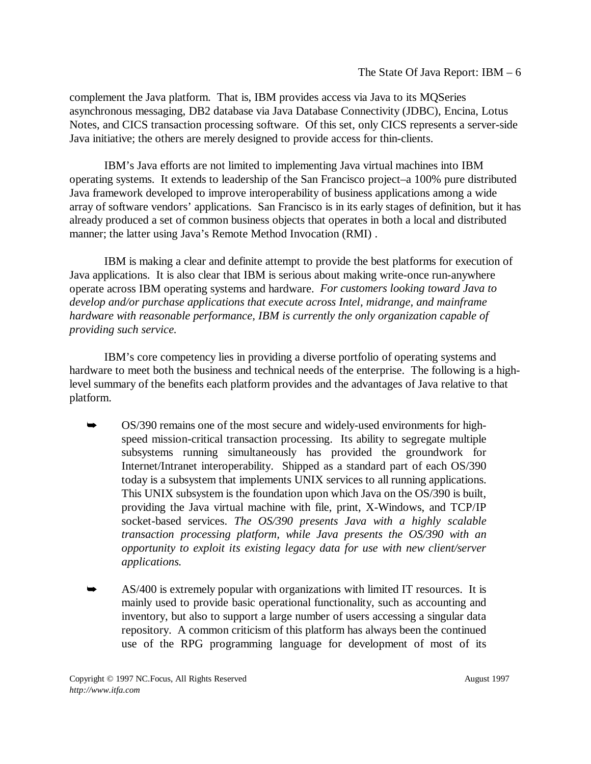complement the Java platform. That is, IBM provides access via Java to its MQSeries asynchronous messaging, DB2 database via Java Database Connectivity (JDBC), Encina, Lotus Notes, and CICS transaction processing software. Of this set, only CICS represents a server-side Java initiative; the others are merely designed to provide access for thin-clients.

IBM's Java efforts are not limited to implementing Java virtual machines into IBM operating systems. It extends to leadership of the San Francisco project–a 100% pure distributed Java framework developed to improve interoperability of business applications among a wide array of software vendors' applications. San Francisco is in its early stages of definition, but it has already produced a set of common business objects that operates in both a local and distributed manner; the latter using Java's Remote Method Invocation (RMI) .

IBM is making a clear and definite attempt to provide the best platforms for execution of Java applications. It is also clear that IBM is serious about making write-once run-anywhere operate across IBM operating systems and hardware. *For customers looking toward Java to develop and/or purchase applications that execute across Intel, midrange, and mainframe hardware with reasonable performance, IBM is currently the only organization capable of providing such service.*

IBM's core competency lies in providing a diverse portfolio of operating systems and hardware to meet both the business and technical needs of the enterprise. The following is a high-level summary of the benefits each platform provides and the advantages of Java relative to that platform.

- OS/390 remains one of the most secure and widely-used environments for high-speed mission-critical transaction processing. Its ability to segregate multiple subsystems running simultaneously has provided the groundwork for Internet/Intranet interoperability. Shipped as a standard part of each OS/390 today is a subsystem that implements UNIX services to all running applications. This UNIX subsystem is the foundation upon which Java on the OS/390 is built, providing the Java virtual machine with file, print, X-Windows, and TCP/IP socket-based services. *The OS/390 presents Java with a highly scalable transaction processing platform, while Java presents the OS/390 with an opportunity to exploit its existing legacy data for use with new client/server applications.*

- AS/400 is extremely popular with organizations with limited IT resources. It is mainly used to provide basic operational functionality, such as accounting and inventory, but also to support a large number of users accessing a singular data repository. A common criticism of this platform has always been the continued use of the RPG programming language for development of most of its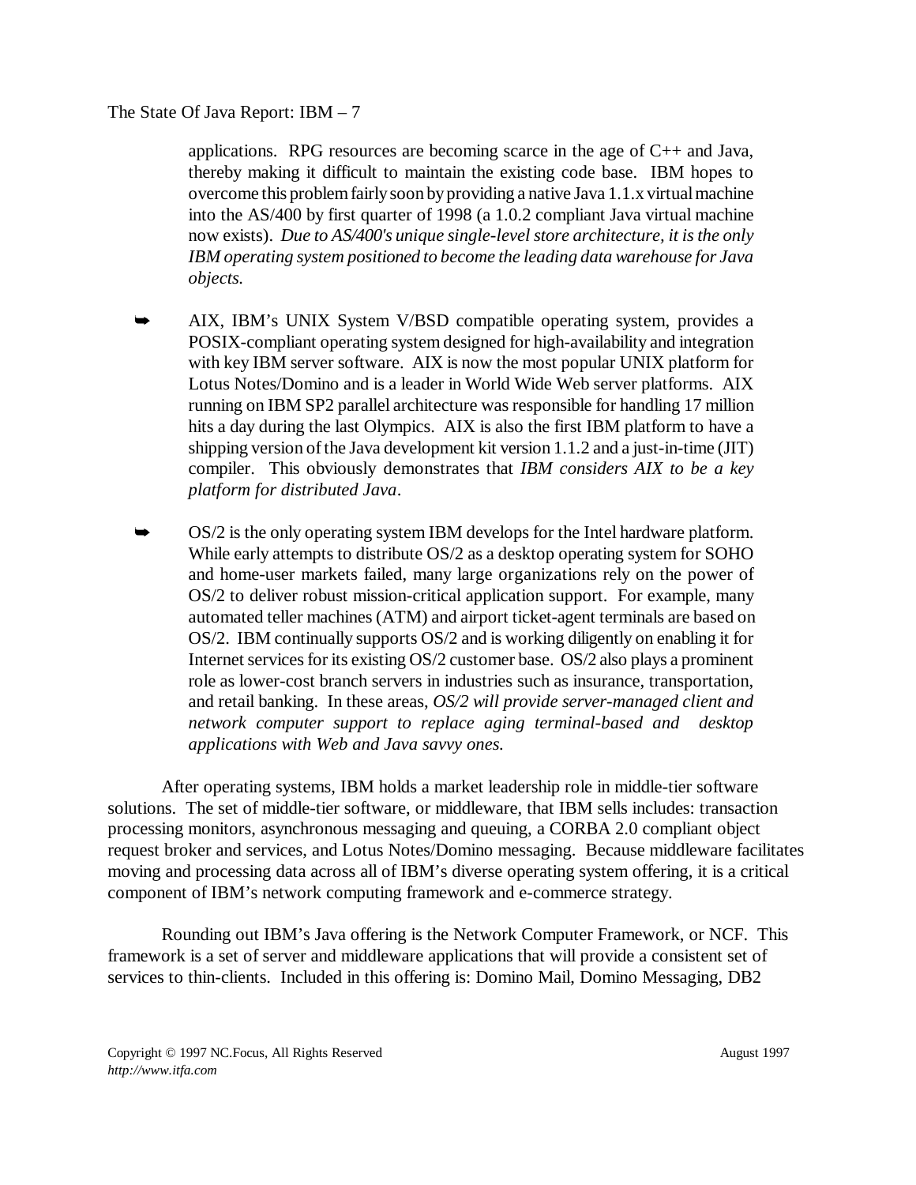applications. RPG resources are becoming scarce in the age of C++ and Java, thereby making it difficult to maintain the existing code base. IBM hopes to overcome this problem fairly soon by providing a native Java 1.1.x virtual machine into the AS/400 by first quarter of 1998 (a 1.0.2 compliant Java virtual machine now exists). *Due to AS/400's unique single-level store architecture, it is the only IBM operating system positioned to become the leading data warehouse for Java objects.*

- AIX, IBM's UNIX System V/BSD compatible operating system, provides a POSIX-compliant operating system designed for high-availability and integration with key IBM server software. AIX is now the most popular UNIX platform for Lotus Notes/Domino and is a leader in World Wide Web server platforms. AIX running on IBM SP2 parallel architecture was responsible for handling 17 million hits a day during the last Olympics. AIX is also the first IBM platform to have a shipping version of the Java development kit version 1.1.2 and a just-in-time (JIT) compiler. This obviously demonstrates that *IBM considers AIX to be a key platform for distributed Java*.

- OS/2 is the only operating system IBM develops for the Intel hardware platform. While early attempts to distribute OS/2 as a desktop operating system for SOHO and home-user markets failed, many large organizations rely on the power of OS/2 to deliver robust mission-critical application support. For example, many automated teller machines (ATM) and airport ticket-agent terminals are based on OS/2. IBM continually supports OS/2 and is working diligently on enabling it for Internet services for its existing OS/2 customer base. OS/2 also plays a prominent role as lower-cost branch servers in industries such as insurance, transportation, and retail banking. In these areas, *OS/2 will provide server-managed client and network computer support to replace aging terminal-based and desktop applications with Web and Java savvy ones.*

After operating systems, IBM holds a market leadership role in middle-tier software solutions. The set of middle-tier software, or middleware, that IBM sells includes: transaction processing monitors, asynchronous messaging and queuing, a CORBA 2.0 compliant object request broker and services, and Lotus Notes/Domino messaging. Because middleware facilitates moving and processing data across all of IBM's diverse operating system offering, it is a critical component of IBM's network computing framework and e-commerce strategy.

Rounding out IBM's Java offering is the Network Computer Framework, or NCF. This framework is a set of server and middleware applications that will provide a consistent set of services to thin-clients. Included in this offering is: Domino Mail, Domino Messaging, DB2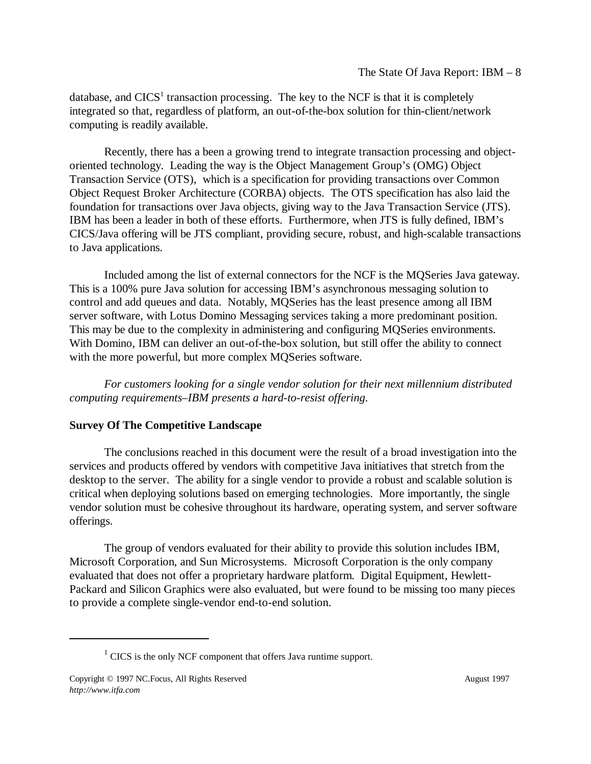database, and CICS[1] transaction processing. The key to the NCF is that it is completely integrated so that, regardless of platform, an out-of-the-box solution for thin-client/network computing is readily available.

Recently, there has a been a growing trend to integrate transaction processing and object-oriented technology. Leading the way is the Object Management Group's (OMG) Object Transaction Service (OTS), which is a specification for providing transactions over Common Object Request Broker Architecture (CORBA) objects. The OTS specification has also laid the foundation for transactions over Java objects, giving way to the Java Transaction Service (JTS). IBM has been a leader in both of these efforts. Furthermore, when JTS is fully defined, IBM's CICS/Java offering will be JTS compliant, providing secure, robust, and high-scalable transactions to Java applications.

Included among the list of external connectors for the NCF is the MQSeries Java gateway. This is a 100% pure Java solution for accessing IBM's asynchronous messaging solution to control and add queues and data. Notably, MQSeries has the least presence among all IBM server software, with Lotus Domino Messaging services taking a more predominant position. This may be due to the complexity in administering and configuring MQSeries environments. With Domino, IBM can deliver an out-of-the-box solution, but still offer the ability to connect with the more powerful, but more complex MQSeries software.

*For customers looking for a single vendor solution for their next millennium distributed computing requirements–IBM presents a hard-to-resist offering.*

**Survey Of The Competitive Landscape**

The conclusions reached in this document were the result of a broad investigation into the services and products offered by vendors with competitive Java initiatives that stretch from the desktop to the server. The ability for a single vendor to provide a robust and scalable solution is critical when deploying solutions based on emerging technologies. More importantly, the single vendor solution must be cohesive throughout its hardware, operating system, and server software offerings.

The group of vendors evaluated for their ability to provide this solution includes IBM, Microsoft Corporation, and Sun Microsystems. Microsoft Corporation is the only company evaluated that does not offer a proprietary hardware platform. Digital Equipment, Hewlett-Packard and Silicon Graphics were also evaluated, but were found to be missing too many pieces to provide a complete single-vendor end-to-end solution.

---

[1] CICS is the only NCF component that offers Java runtime support.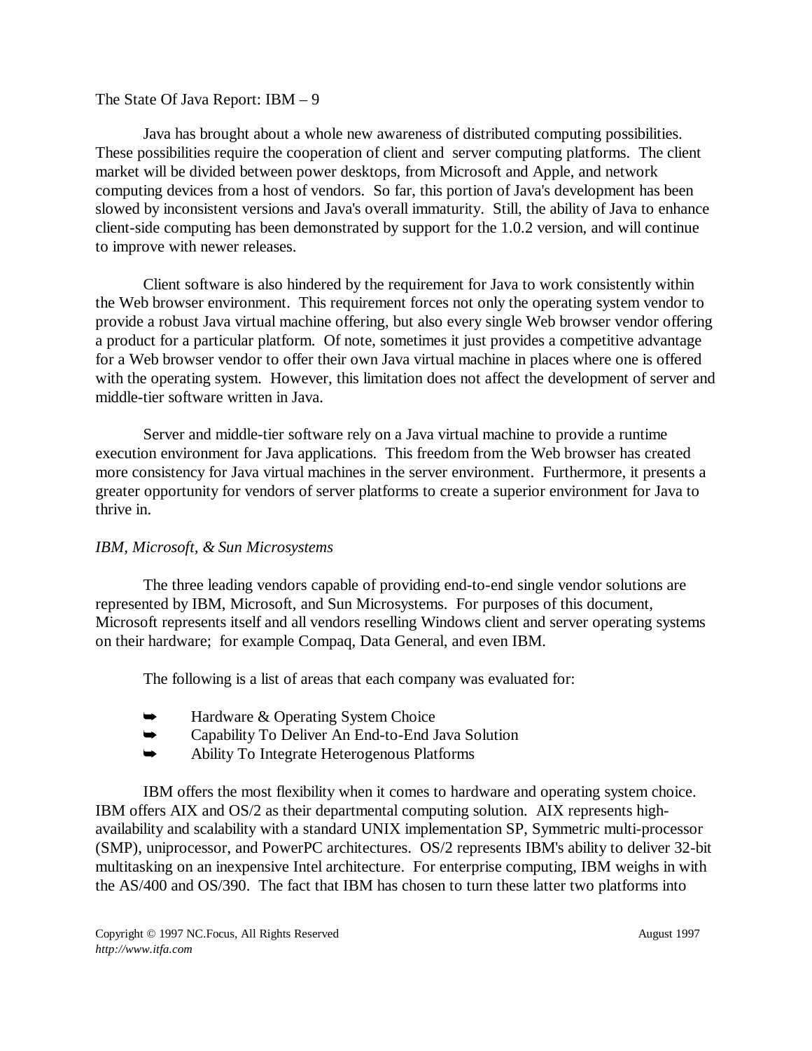Java has brought about a whole new awareness of distributed computing possibilities. These possibilities require the cooperation of client and server computing platforms. The client market will be divided between power desktops, from Microsoft and Apple, and network computing devices from a host of vendors. So far, this portion of Java's development has been slowed by inconsistent versions and Java's overall immaturity. Still, the ability of Java to enhance client-side computing has been demonstrated by support for the 1.0.2 version, and will continue to improve with newer releases.

Client software is also hindered by the requirement for Java to work consistently within the Web browser environment. This requirement forces not only the operating system vendor to provide a robust Java virtual machine offering, but also every single Web browser vendor offering a product for a particular platform. Of note, sometimes it just provides a competitive advantage for a Web browser vendor to offer their own Java virtual machine in places where one is offered with the operating system. However, this limitation does not affect the development of server and middle-tier software written in Java.

Server and middle-tier software rely on a Java virtual machine to provide a runtime execution environment for Java applications. This freedom from the Web browser has created more consistency for Java virtual machines in the server environment. Furthermore, it presents a greater opportunity for vendors of server platforms to create a superior environment for Java to thrive in.

*IBM, Microsoft, & Sun Microsystems*

The three leading vendors capable of providing end-to-end single vendor solutions are represented by IBM, Microsoft, and Sun Microsystems. For purposes of this document, Microsoft represents itself and all vendors reselling Windows client and server operating systems on their hardware; for example Compaq, Data General, and even IBM.

The following is a list of areas that each company was evaluated for:

- Hardware & Operating System Choice
- Capability To Deliver An End-to-End Java Solution
- Ability To Integrate Heterogenous Platforms

IBM offers the most flexibility when it comes to hardware and operating system choice. IBM offers AIX and OS/2 as their departmental computing solution. AIX represents high-availability and scalability with a standard UNIX implementation SP, Symmetric multi-processor (SMP), uniprocessor, and PowerPC architectures. OS/2 represents IBM's ability to deliver 32-bit multitasking on an inexpensive Intel architecture. For enterprise computing, IBM weighs in with the AS/400 and OS/390. The fact that IBM has chosen to turn these latter two platforms into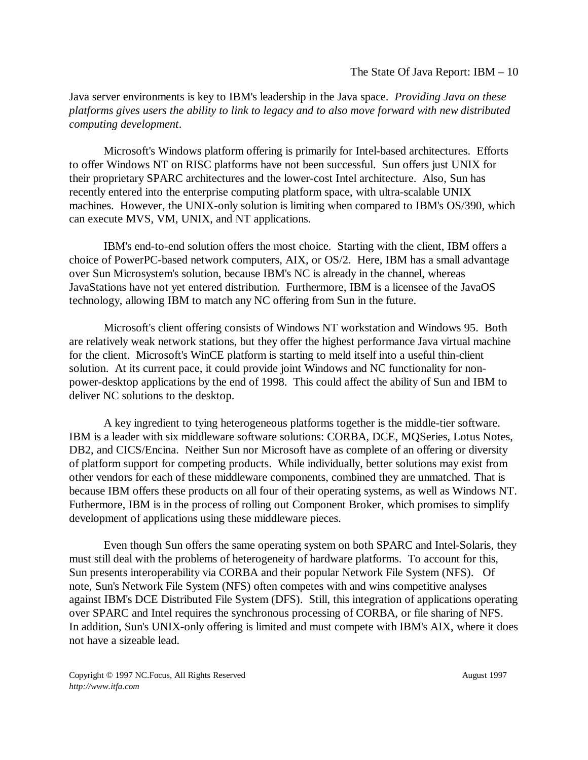Java server environments is key to IBM's leadership in the Java space. *Providing Java on these platforms gives users the ability to link to legacy and to also move forward with new distributed computing development*.

Microsoft's Windows platform offering is primarily for Intel-based architectures. Efforts to offer Windows NT on RISC platforms have not been successful. Sun offers just UNIX for their proprietary SPARC architectures and the lower-cost Intel architecture. Also, Sun has recently entered into the enterprise computing platform space, with ultra-scalable UNIX machines. However, the UNIX-only solution is limiting when compared to IBM's OS/390, which can execute MVS, VM, UNIX, and NT applications.

IBM's end-to-end solution offers the most choice. Starting with the client, IBM offers a choice of PowerPC-based network computers, AIX, or OS/2. Here, IBM has a small advantage over Sun Microsystem's solution, because IBM's NC is already in the channel, whereas JavaStations have not yet entered distribution. Furthermore, IBM is a licensee of the JavaOS technology, allowing IBM to match any NC offering from Sun in the future.

Microsoft's client offering consists of Windows NT workstation and Windows 95. Both are relatively weak network stations, but they offer the highest performance Java virtual machine for the client. Microsoft's WinCE platform is starting to meld itself into a useful thin-client solution. At its current pace, it could provide joint Windows and NC functionality for non-power-desktop applications by the end of 1998. This could affect the ability of Sun and IBM to deliver NC solutions to the desktop.

A key ingredient to tying heterogeneous platforms together is the middle-tier software. IBM is a leader with six middleware software solutions: CORBA, DCE, MQSeries, Lotus Notes, DB2, and CICS/Encina. Neither Sun nor Microsoft have as complete of an offering or diversity of platform support for competing products. While individually, better solutions may exist from other vendors for each of these middleware components, combined they are unmatched. That is because IBM offers these products on all four of their operating systems, as well as Windows NT. Futhermore, IBM is in the process of rolling out Component Broker, which promises to simplify development of applications using these middleware pieces.

Even though Sun offers the same operating system on both SPARC and Intel-Solaris, they must still deal with the problems of heterogeneity of hardware platforms. To account for this, Sun presents interoperability via CORBA and their popular Network File System (NFS). Of note, Sun's Network File System (NFS) often competes with and wins competitive analyses against IBM's DCE Distributed File System (DFS). Still, this integration of applications operating over SPARC and Intel requires the synchronous processing of CORBA, or file sharing of NFS. In addition, Sun's UNIX-only offering is limited and must compete with IBM's AIX, where it does not have a sizeable lead.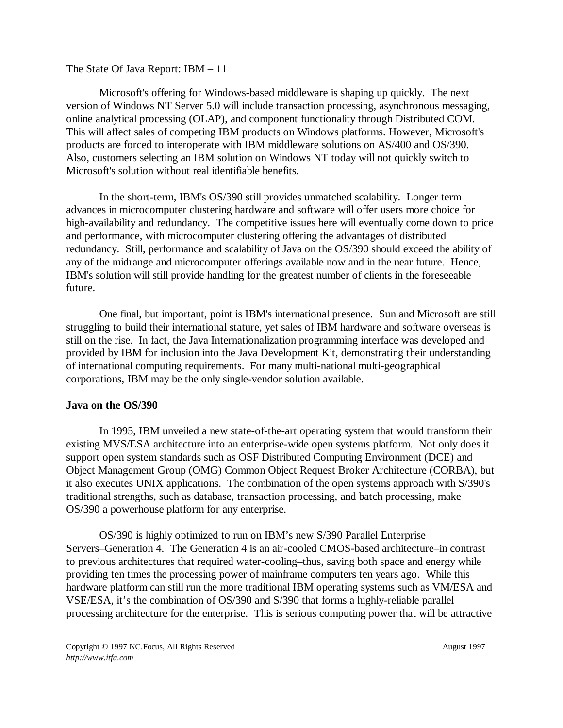Microsoft's offering for Windows-based middleware is shaping up quickly. The next version of Windows NT Server 5.0 will include transaction processing, asynchronous messaging, online analytical processing (OLAP), and component functionality through Distributed COM. This will affect sales of competing IBM products on Windows platforms. However, Microsoft's products are forced to interoperate with IBM middleware solutions on AS/400 and OS/390. Also, customers selecting an IBM solution on Windows NT today will not quickly switch to Microsoft's solution without real identifiable benefits.

In the short-term, IBM's OS/390 still provides unmatched scalability. Longer term advances in microcomputer clustering hardware and software will offer users more choice for high-availability and redundancy. The competitive issues here will eventually come down to price and performance, with microcomputer clustering offering the advantages of distributed redundancy. Still, performance and scalability of Java on the OS/390 should exceed the ability of any of the midrange and microcomputer offerings available now and in the near future. Hence, IBM's solution will still provide handling for the greatest number of clients in the foreseeable future.

One final, but important, point is IBM's international presence. Sun and Microsoft are still struggling to build their international stature, yet sales of IBM hardware and software overseas is still on the rise. In fact, the Java Internationalization programming interface was developed and provided by IBM for inclusion into the Java Development Kit, demonstrating their understanding of international computing requirements. For many multi-national multi-geographical corporations, IBM may be the only single-vendor solution available.

**Java on the OS/390**

In 1995, IBM unveiled a new state-of-the-art operating system that would transform their existing MVS/ESA architecture into an enterprise-wide open systems platform. Not only does it support open system standards such as OSF Distributed Computing Environment (DCE) and Object Management Group (OMG) Common Object Request Broker Architecture (CORBA), but it also executes UNIX applications. The combination of the open systems approach with S/390's traditional strengths, such as database, transaction processing, and batch processing, make OS/390 a powerhouse platform for any enterprise.

OS/390 is highly optimized to run on IBM's new S/390 Parallel Enterprise Servers–Generation 4. The Generation 4 is an air-cooled CMOS-based architecture–in contrast to previous architectures that required water-cooling–thus, saving both space and energy while providing ten times the processing power of mainframe computers ten years ago. While this hardware platform can still run the more traditional IBM operating systems such as VM/ESA and VSE/ESA, it's the combination of OS/390 and S/390 that forms a highly-reliable parallel processing architecture for the enterprise. This is serious computing power that will be attractive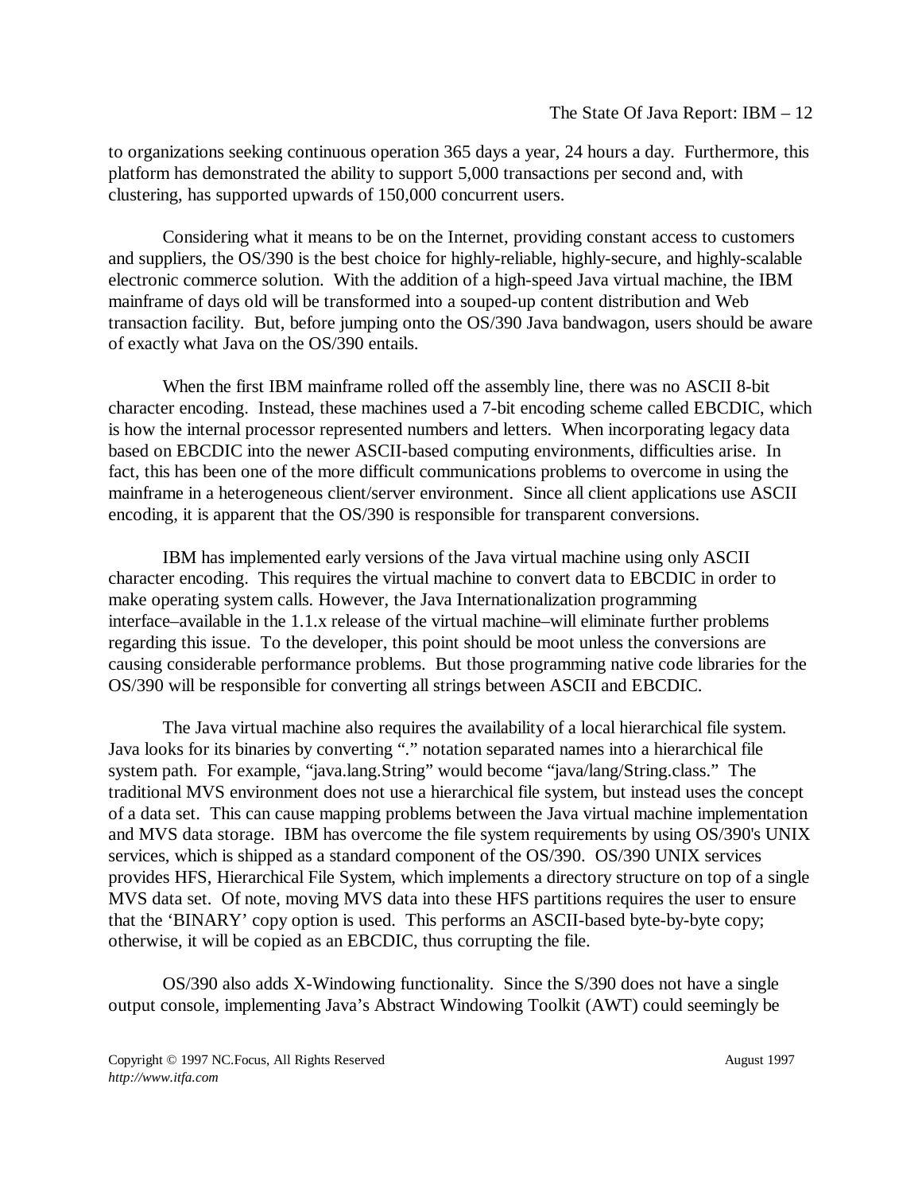to organizations seeking continuous operation 365 days a year, 24 hours a day. Furthermore, this platform has demonstrated the ability to support 5,000 transactions per second and, with clustering, has supported upwards of 150,000 concurrent users.

Considering what it means to be on the Internet, providing constant access to customers and suppliers, the OS/390 is the best choice for highly-reliable, highly-secure, and highly-scalable electronic commerce solution. With the addition of a high-speed Java virtual machine, the IBM mainframe of days old will be transformed into a souped-up content distribution and Web transaction facility. But, before jumping onto the OS/390 Java bandwagon, users should be aware of exactly what Java on the OS/390 entails.

When the first IBM mainframe rolled off the assembly line, there was no ASCII 8-bit character encoding. Instead, these machines used a 7-bit encoding scheme called EBCDIC, which is how the internal processor represented numbers and letters. When incorporating legacy data based on EBCDIC into the newer ASCII-based computing environments, difficulties arise. In fact, this has been one of the more difficult communications problems to overcome in using the mainframe in a heterogeneous client/server environment. Since all client applications use ASCII encoding, it is apparent that the OS/390 is responsible for transparent conversions.

IBM has implemented early versions of the Java virtual machine using only ASCII character encoding. This requires the virtual machine to convert data to EBCDIC in order to make operating system calls. However, the Java Internationalization programming interface–available in the 1.1.x release of the virtual machine–will eliminate further problems regarding this issue. To the developer, this point should be moot unless the conversions are causing considerable performance problems. But those programming native code libraries for the OS/390 will be responsible for converting all strings between ASCII and EBCDIC.

The Java virtual machine also requires the availability of a local hierarchical file system. Java looks for its binaries by converting "." notation separated names into a hierarchical file system path. For example, "java.lang.String" would become "java/lang/String.class." The traditional MVS environment does not use a hierarchical file system, but instead uses the concept of a data set. This can cause mapping problems between the Java virtual machine implementation and MVS data storage. IBM has overcome the file system requirements by using OS/390's UNIX services, which is shipped as a standard component of the OS/390. OS/390 UNIX services provides HFS, Hierarchical File System, which implements a directory structure on top of a single MVS data set. Of note, moving MVS data into these HFS partitions requires the user to ensure that the 'BINARY' copy option is used. This performs an ASCII-based byte-by-byte copy; otherwise, it will be copied as an EBCDIC, thus corrupting the file.

OS/390 also adds X-Windowing functionality. Since the S/390 does not have a single output console, implementing Java's Abstract Windowing Toolkit (AWT) could seemingly be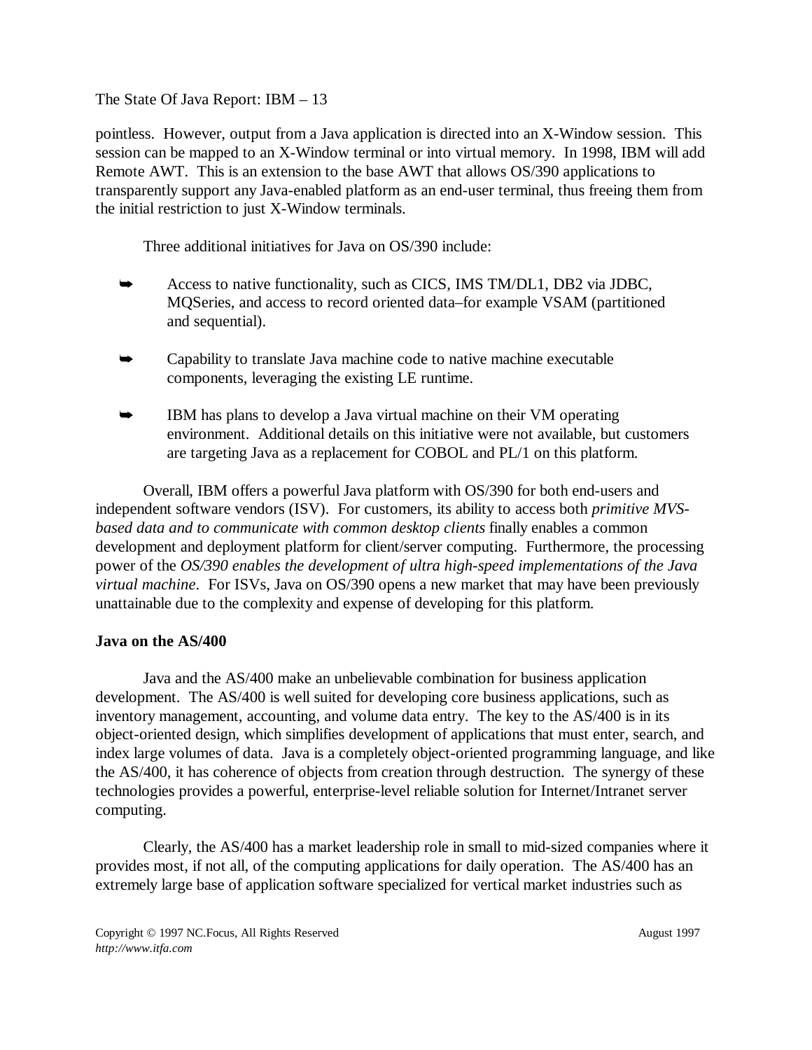pointless. However, output from a Java application is directed into an X-Window session. This session can be mapped to an X-Window terminal or into virtual memory. In 1998, IBM will add Remote AWT. This is an extension to the base AWT that allows OS/390 applications to transparently support any Java-enabled platform as an end-user terminal, thus freeing them from the initial restriction to just X-Window terminals.

Three additional initiatives for Java on OS/390 include:

- Access to native functionality, such as CICS, IMS TM/DL1, DB2 via JDBC, MQSeries, and access to record oriented data–for example VSAM (partitioned and sequential).
- Capability to translate Java machine code to native machine executable components, leveraging the existing LE runtime.
- IBM has plans to develop a Java virtual machine on their VM operating environment. Additional details on this initiative were not available, but customers are targeting Java as a replacement for COBOL and PL/1 on this platform.

Overall, IBM offers a powerful Java platform with OS/390 for both end-users and independent software vendors (ISV). For customers, its ability to access both *primitive MVS-based data and to communicate with common desktop clients* finally enables a common development and deployment platform for client/server computing. Furthermore, the processing power of the *OS/390 enables the development of ultra high-speed implementations of the Java virtual machine*. For ISVs, Java on OS/390 opens a new market that may have been previously unattainable due to the complexity and expense of developing for this platform.

**Java on the AS/400**

Java and the AS/400 make an unbelievable combination for business application development. The AS/400 is well suited for developing core business applications, such as inventory management, accounting, and volume data entry. The key to the AS/400 is in its object-oriented design, which simplifies development of applications that must enter, search, and index large volumes of data. Java is a completely object-oriented programming language, and like the AS/400, it has coherence of objects from creation through destruction. The synergy of these technologies provides a powerful, enterprise-level reliable solution for Internet/Intranet server computing.

Clearly, the AS/400 has a market leadership role in small to mid-sized companies where it provides most, if not all, of the computing applications for daily operation. The AS/400 has an extremely large base of application software specialized for vertical market industries such as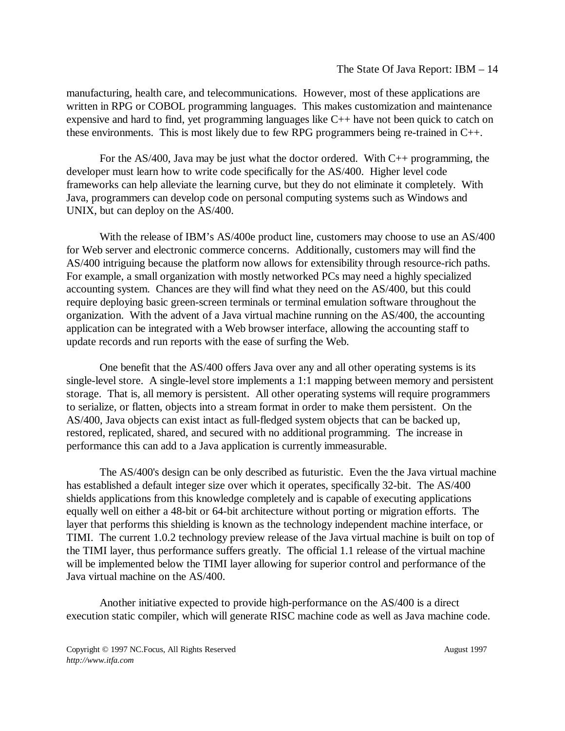manufacturing, health care, and telecommunications. However, most of these applications are written in RPG or COBOL programming languages. This makes customization and maintenance expensive and hard to find, yet programming languages like C++ have not been quick to catch on these environments. This is most likely due to few RPG programmers being re-trained in C++.

For the AS/400, Java may be just what the doctor ordered. With C++ programming, the developer must learn how to write code specifically for the AS/400. Higher level code frameworks can help alleviate the learning curve, but they do not eliminate it completely. With Java, programmers can develop code on personal computing systems such as Windows and UNIX, but can deploy on the AS/400.

With the release of IBM's AS/400e product line, customers may choose to use an AS/400 for Web server and electronic commerce concerns. Additionally, customers may will find the AS/400 intriguing because the platform now allows for extensibility through resource-rich paths. For example, a small organization with mostly networked PCs may need a highly specialized accounting system. Chances are they will find what they need on the AS/400, but this could require deploying basic green-screen terminals or terminal emulation software throughout the organization. With the advent of a Java virtual machine running on the AS/400, the accounting application can be integrated with a Web browser interface, allowing the accounting staff to update records and run reports with the ease of surfing the Web.

One benefit that the AS/400 offers Java over any and all other operating systems is its single-level store. A single-level store implements a 1:1 mapping between memory and persistent storage. That is, all memory is persistent. All other operating systems will require programmers to serialize, or flatten, objects into a stream format in order to make them persistent. On the AS/400, Java objects can exist intact as full-fledged system objects that can be backed up, restored, replicated, shared, and secured with no additional programming. The increase in performance this can add to a Java application is currently immeasurable.

The AS/400's design can be only described as futuristic. Even the the Java virtual machine has established a default integer size over which it operates, specifically 32-bit. The AS/400 shields applications from this knowledge completely and is capable of executing applications equally well on either a 48-bit or 64-bit architecture without porting or migration efforts. The layer that performs this shielding is known as the technology independent machine interface, or TIMI. The current 1.0.2 technology preview release of the Java virtual machine is built on top of the TIMI layer, thus performance suffers greatly. The official 1.1 release of the virtual machine will be implemented below the TIMI layer allowing for superior control and performance of the Java virtual machine on the AS/400.

Another initiative expected to provide high-performance on the AS/400 is a direct execution static compiler, which will generate RISC machine code as well as Java machine code.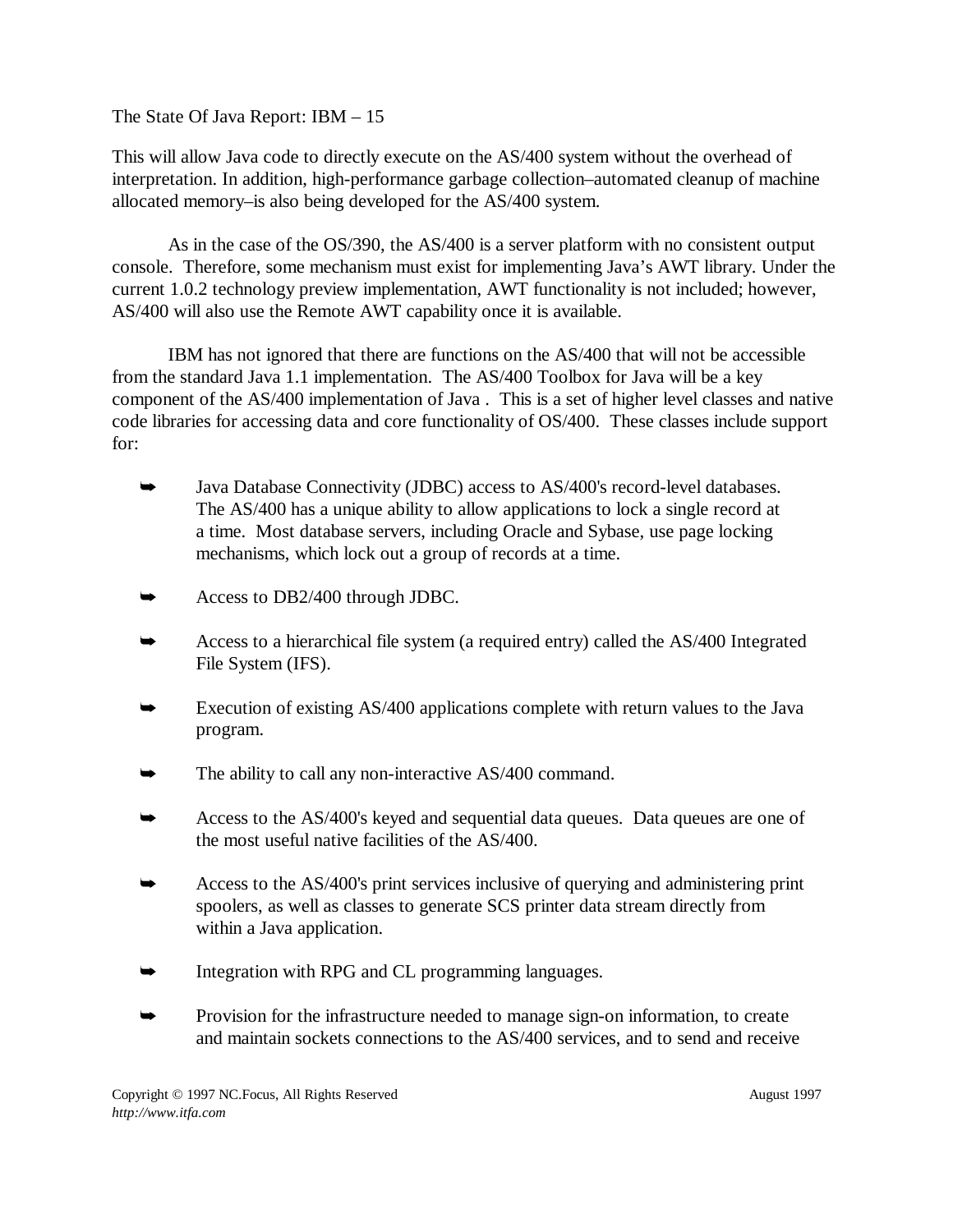This will allow Java code to directly execute on the AS/400 system without the overhead of interpretation. In addition, high-performance garbage collection–automated cleanup of machine allocated memory–is also being developed for the AS/400 system.

As in the case of the OS/390, the AS/400 is a server platform with no consistent output console. Therefore, some mechanism must exist for implementing Java's AWT library. Under the current 1.0.2 technology preview implementation, AWT functionality is not included; however, AS/400 will also use the Remote AWT capability once it is available.

IBM has not ignored that there are functions on the AS/400 that will not be accessible from the standard Java 1.1 implementation. The AS/400 Toolbox for Java will be a key component of the AS/400 implementation of Java . This is a set of higher level classes and native code libraries for accessing data and core functionality of OS/400. These classes include support for:

- Java Database Connectivity (JDBC) access to AS/400's record-level databases. The AS/400 has a unique ability to allow applications to lock a single record at a time. Most database servers, including Oracle and Sybase, use page locking mechanisms, which lock out a group of records at a time.
- Access to DB2/400 through JDBC.
- Access to a hierarchical file system (a required entry) called the AS/400 Integrated File System (IFS).
- Execution of existing AS/400 applications complete with return values to the Java program.
- The ability to call any non-interactive AS/400 command.
- Access to the AS/400's keyed and sequential data queues. Data queues are one of the most useful native facilities of the AS/400.
- Access to the AS/400's print services inclusive of querying and administering print spoolers, as well as classes to generate SCS printer data stream directly from within a Java application.
- Integration with RPG and CL programming languages.
- Provision for the infrastructure needed to manage sign-on information, to create and maintain sockets connections to the AS/400 services, and to send and receive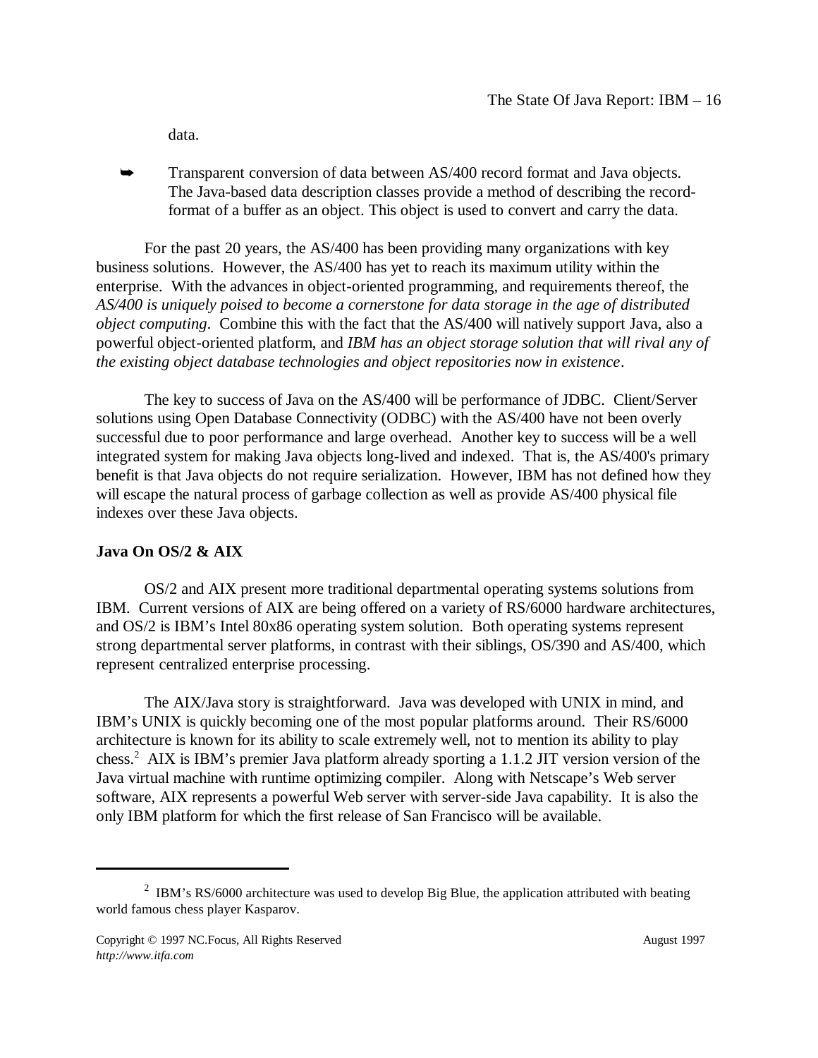data.

- Transparent conversion of data between AS/400 record format and Java objects. The Java-based data description classes provide a method of describing the record-format of a buffer as an object. This object is used to convert and carry the data.

For the past 20 years, the AS/400 has been providing many organizations with key business solutions. However, the AS/400 has yet to reach its maximum utility within the enterprise. With the advances in object-oriented programming, and requirements thereof, the *AS/400 is uniquely poised to become a cornerstone for data storage in the age of distributed object computing*. Combine this with the fact that the AS/400 will natively support Java, also a powerful object-oriented platform, and *IBM has an object storage solution that will rival any of the existing object database technologies and object repositories now in existence*.

The key to success of Java on the AS/400 will be performance of JDBC. Client/Server solutions using Open Database Connectivity (ODBC) with the AS/400 have not been overly successful due to poor performance and large overhead. Another key to success will be a well integrated system for making Java objects long-lived and indexed. That is, the AS/400's primary benefit is that Java objects do not require serialization. However, IBM has not defined how they will escape the natural process of garbage collection as well as provide AS/400 physical file indexes over these Java objects.

**Java On OS/2 & AIX**

OS/2 and AIX present more traditional departmental operating systems solutions from IBM. Current versions of AIX are being offered on a variety of RS/6000 hardware architectures, and OS/2 is IBM's Intel 80x86 operating system solution. Both operating systems represent strong departmental server platforms, in contrast with their siblings, OS/390 and AS/400, which represent centralized enterprise processing.

The AIX/Java story is straightforward. Java was developed with UNIX in mind, and IBM's UNIX is quickly becoming one of the most popular platforms around. Their RS/6000 architecture is known for its ability to scale extremely well, not to mention its ability to play chess.[2] AIX is IBM's premier Java platform already sporting a 1.1.2 JIT version version of the Java virtual machine with runtime optimizing compiler. Along with Netscape's Web server software, AIX represents a powerful Web server with server-side Java capability. It is also the only IBM platform for which the first release of San Francisco will be available.

---

[2] IBM's RS/6000 architecture was used to develop Big Blue, the application attributed with beating world famous chess player Kasparov.

Copyright © 1997 NC.Focus, All Rights Reserved August 1997
*http://www.itfa.com*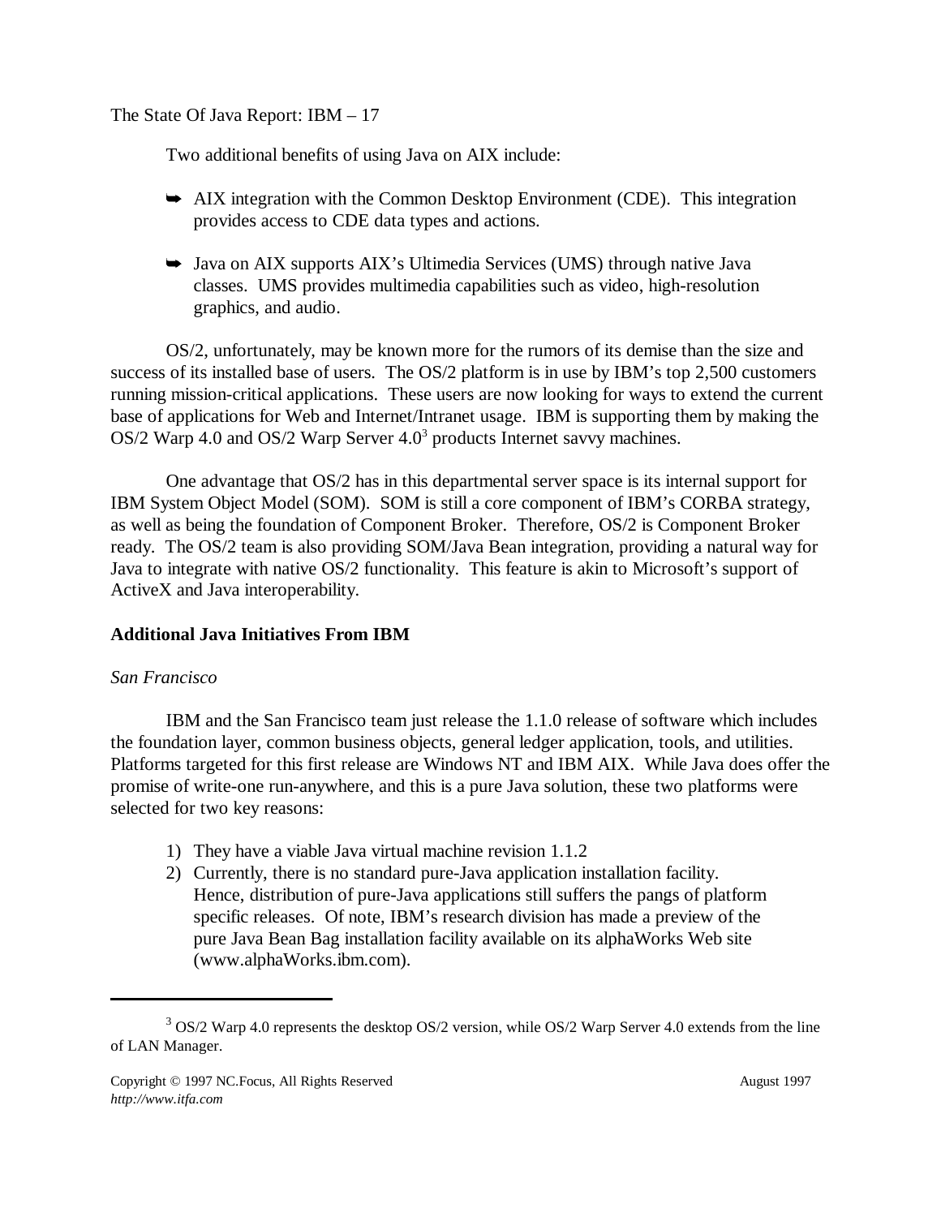Two additional benefits of using Java on AIX include:

- AIX integration with the Common Desktop Environment (CDE). This integration provides access to CDE data types and actions.

- Java on AIX supports AIX's Ultimedia Services (UMS) through native Java classes. UMS provides multimedia capabilities such as video, high-resolution graphics, and audio.

OS/2, unfortunately, may be known more for the rumors of its demise than the size and success of its installed base of users. The OS/2 platform is in use by IBM's top 2,500 customers running mission-critical applications. These users are now looking for ways to extend the current base of applications for Web and Internet/Intranet usage. IBM is supporting them by making the OS/2 Warp 4.0 and OS/2 Warp Server 4.0[3] products Internet savvy machines.

One advantage that OS/2 has in this departmental server space is its internal support for IBM System Object Model (SOM). SOM is still a core component of IBM's CORBA strategy, as well as being the foundation of Component Broker. Therefore, OS/2 is Component Broker ready. The OS/2 team is also providing SOM/Java Bean integration, providing a natural way for Java to integrate with native OS/2 functionality. This feature is akin to Microsoft's support of ActiveX and Java interoperability.

**Additional Java Initiatives From IBM**

*San Francisco*

IBM and the San Francisco team just release the 1.1.0 release of software which includes the foundation layer, common business objects, general ledger application, tools, and utilities. Platforms targeted for this first release are Windows NT and IBM AIX. While Java does offer the promise of write-one run-anywhere, and this is a pure Java solution, these two platforms were selected for two key reasons:

1) They have a viable Java virtual machine revision 1.1.2
2) Currently, there is no standard pure-Java application installation facility. Hence, distribution of pure-Java applications still suffers the pangs of platform specific releases. Of note, IBM's research division has made a preview of the pure Java Bean Bag installation facility available on its alphaWorks Web site (www.alphaWorks.ibm.com).

[3] OS/2 Warp 4.0 represents the desktop OS/2 version, while OS/2 Warp Server 4.0 extends from the line of LAN Manager.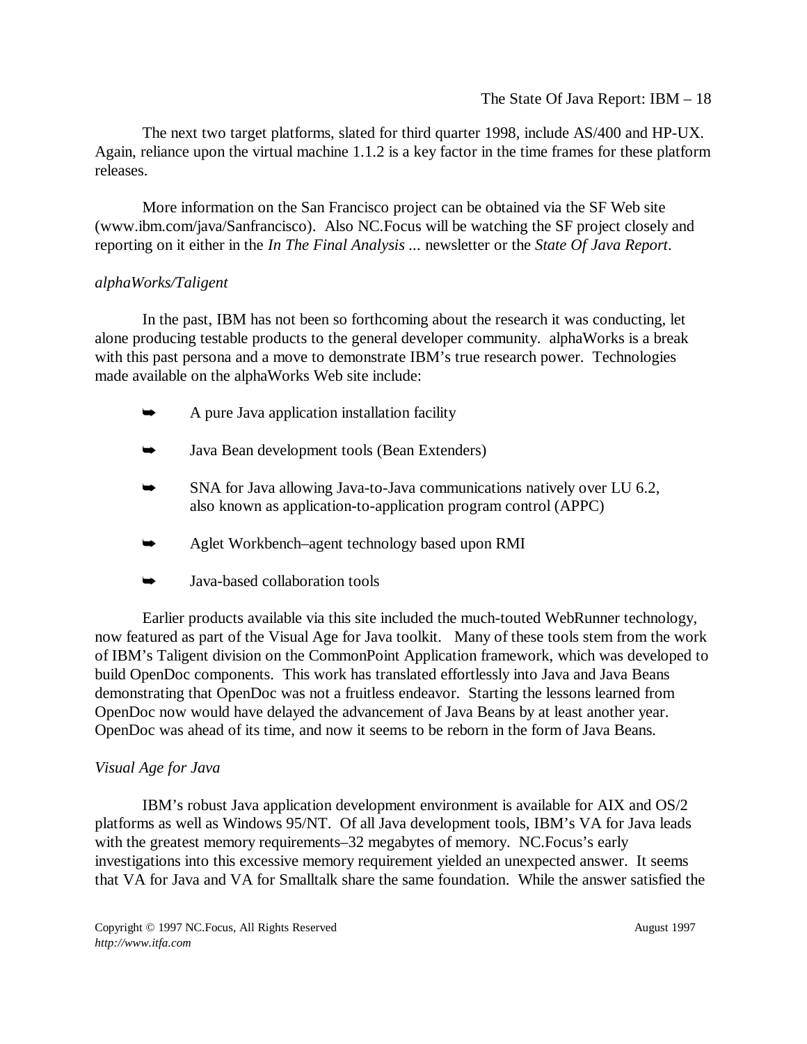The next two target platforms, slated for third quarter 1998, include AS/400 and HP-UX. Again, reliance upon the virtual machine 1.1.2 is a key factor in the time frames for these platform releases.

More information on the San Francisco project can be obtained via the SF Web site (www.ibm.com/java/Sanfrancisco). Also NC.Focus will be watching the SF project closely and reporting on it either in the *In The Final Analysis ...* newsletter or the *State Of Java Report*.

*alphaWorks/Taligent*

In the past, IBM has not been so forthcoming about the research it was conducting, let alone producing testable products to the general developer community. alphaWorks is a break with this past persona and a move to demonstrate IBM's true research power. Technologies made available on the alphaWorks Web site include:

- A pure Java application installation facility
- Java Bean development tools (Bean Extenders)
- SNA for Java allowing Java-to-Java communications natively over LU 6.2, also known as application-to-application program control (APPC)
- Aglet Workbench–agent technology based upon RMI
- Java-based collaboration tools

Earlier products available via this site included the much-touted WebRunner technology, now featured as part of the Visual Age for Java toolkit. Many of these tools stem from the work of IBM's Taligent division on the CommonPoint Application framework, which was developed to build OpenDoc components. This work has translated effortlessly into Java and Java Beans demonstrating that OpenDoc was not a fruitless endeavor. Starting the lessons learned from OpenDoc now would have delayed the advancement of Java Beans by at least another year. OpenDoc was ahead of its time, and now it seems to be reborn in the form of Java Beans.

*Visual Age for Java*

IBM's robust Java application development environment is available for AIX and OS/2 platforms as well as Windows 95/NT. Of all Java development tools, IBM's VA for Java leads with the greatest memory requirements–32 megabytes of memory. NC.Focus's early investigations into this excessive memory requirement yielded an unexpected answer. It seems that VA for Java and VA for Smalltalk share the same foundation. While the answer satisfied the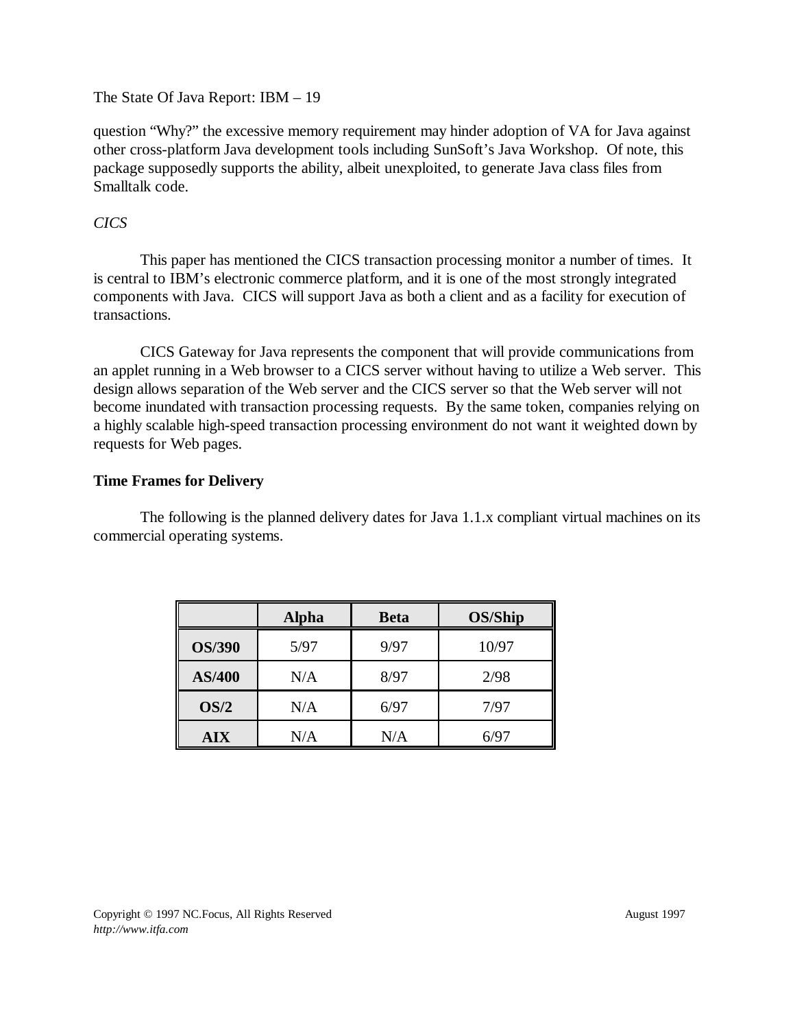question "Why?" the excessive memory requirement may hinder adoption of VA for Java against other cross-platform Java development tools including SunSoft's Java Workshop. Of note, this package supposedly supports the ability, albeit unexploited, to generate Java class files from Smalltalk code.

*CICS*

This paper has mentioned the CICS transaction processing monitor a number of times. It is central to IBM's electronic commerce platform, and it is one of the most strongly integrated components with Java. CICS will support Java as both a client and as a facility for execution of transactions.

CICS Gateway for Java represents the component that will provide communications from an applet running in a Web browser to a CICS server without having to utilize a Web server. This design allows separation of the Web server and the CICS server so that the Web server will not become inundated with transaction processing requests. By the same token, companies relying on a highly scalable high-speed transaction processing environment do not want it weighted down by requests for Web pages.

**Time Frames for Delivery**

The following is the planned delivery dates for Java 1.1.x compliant virtual machines on its commercial operating systems.

| | **Alpha** | **Beta** | **OS/Ship** |
|---|---|---|---|
| **OS/390** | 5/97 | 9/97 | 10/97 |
| **AS/400** | N/A | 8/97 | 2/98 |
| **OS/2** | N/A | 6/97 | 7/97 |
| **AIX** | N/A | N/A | 6/97 |